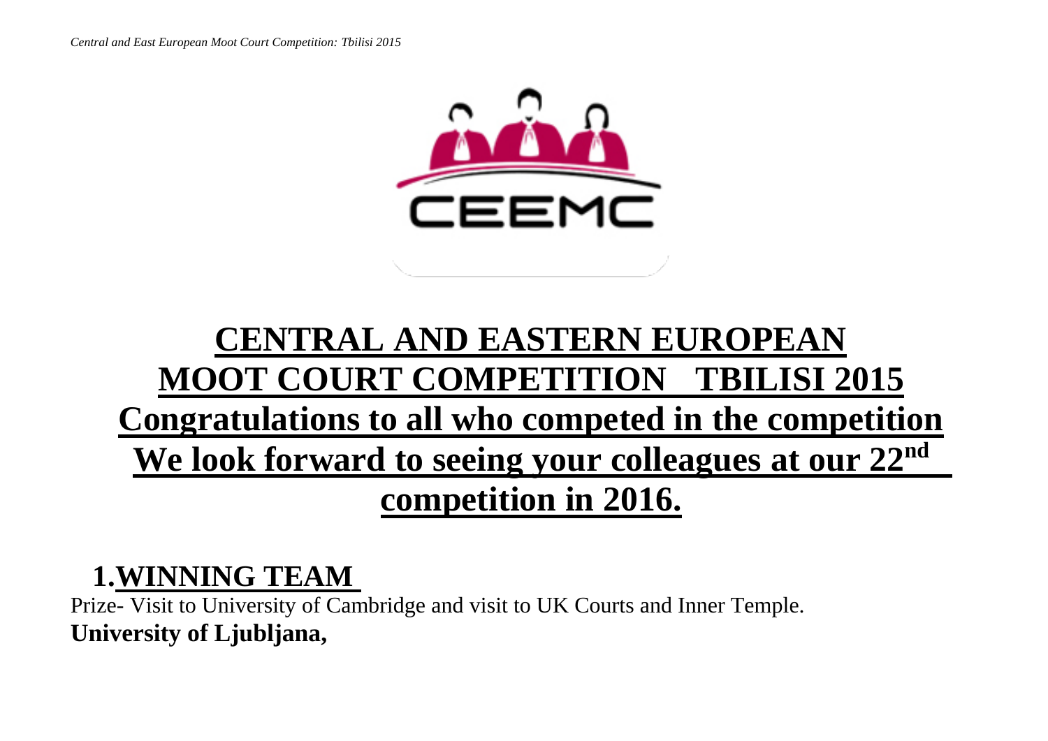# CENTRAL AND EASTERN EUROPEAN MOOT COURT COMPETITION TBILISI 2015

# Congratulations to all who competed in the competition

# We look forward to seeing your colleagues at our 22nd competition in 2016.

## 1. WINNING TEAM

Prize- Visit to University of Cambridge and visit to UK Courts and Inner Temple.

**University of Ljubljana,**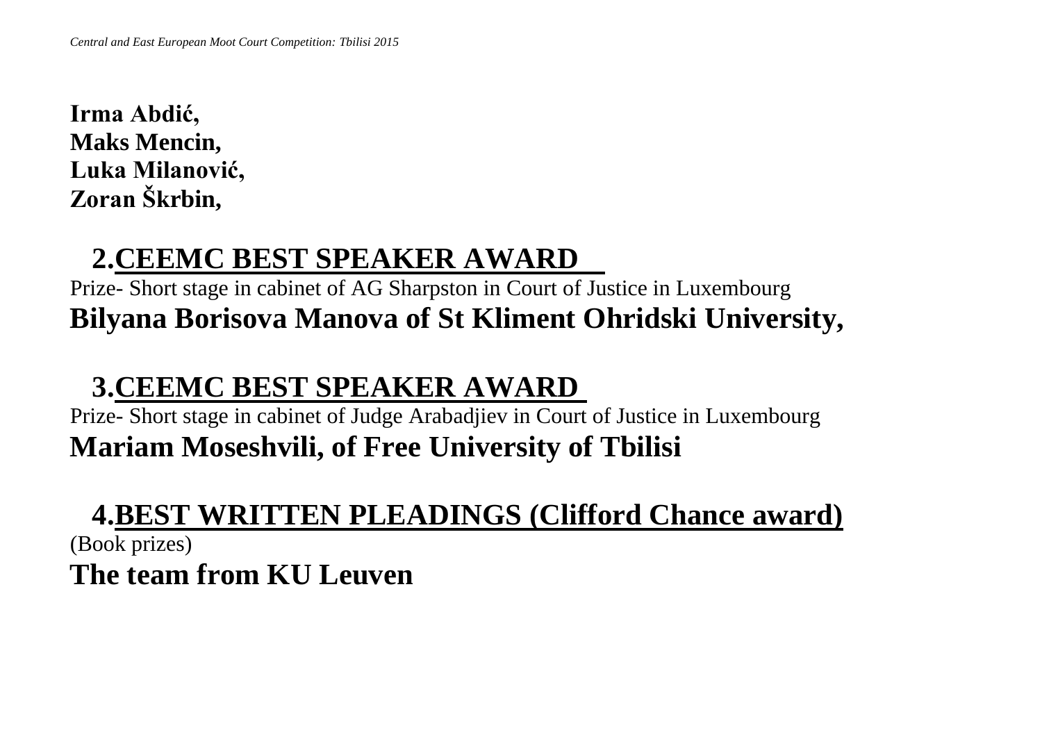**Irma Abdić,**
**Maks Mencin,**
**Luka Milanović,**
**Zoran Škrbin,**

## 2. CEEMC BEST SPEAKER AWARD

Prize- Short stage in cabinet of AG Sharpston in Court of Justice in Luxembourg

**Bilyana Borisova Manova of St Kliment Ohridski University,**

## 3. CEEMC BEST SPEAKER AWARD

Prize- Short stage in cabinet of Judge Arabadjiev in Court of Justice in Luxembourg

**Mariam Moseshvili, of Free University of Tbilisi**

## 4. BEST WRITTEN PLEADINGS (Clifford Chance award)

(Book prizes)

**The team from KU Leuven**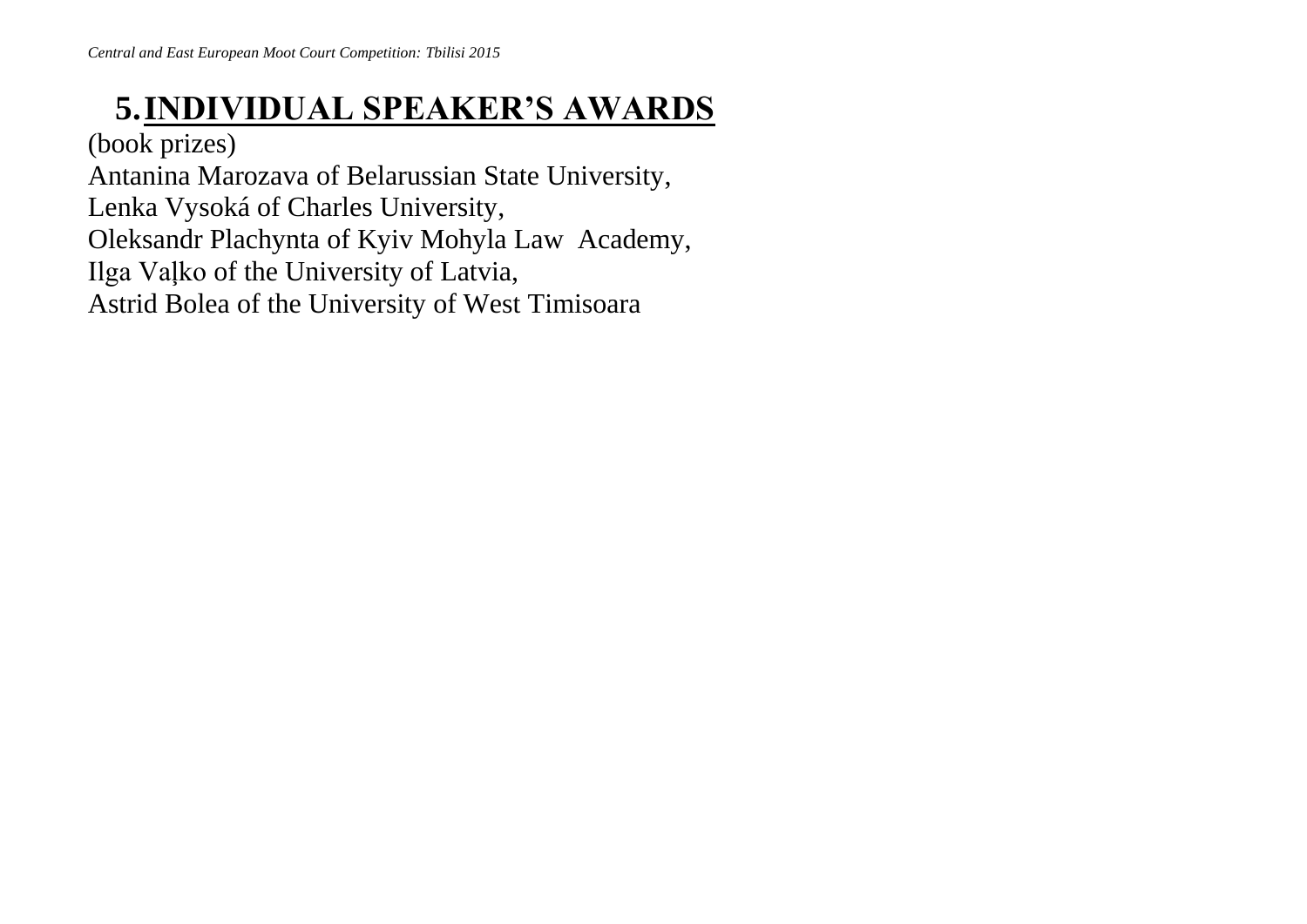## 5. INDIVIDUAL SPEAKER'S AWARDS

(book prizes)

Antanina Marozava of Belarussian State University,
Lenka Vysoká of Charles University,
Oleksandr Plachynta of Kyiv Mohyla Law Academy,
Ilga Vaļko of the University of Latvia,
Astrid Bolea of the University of West Timisoara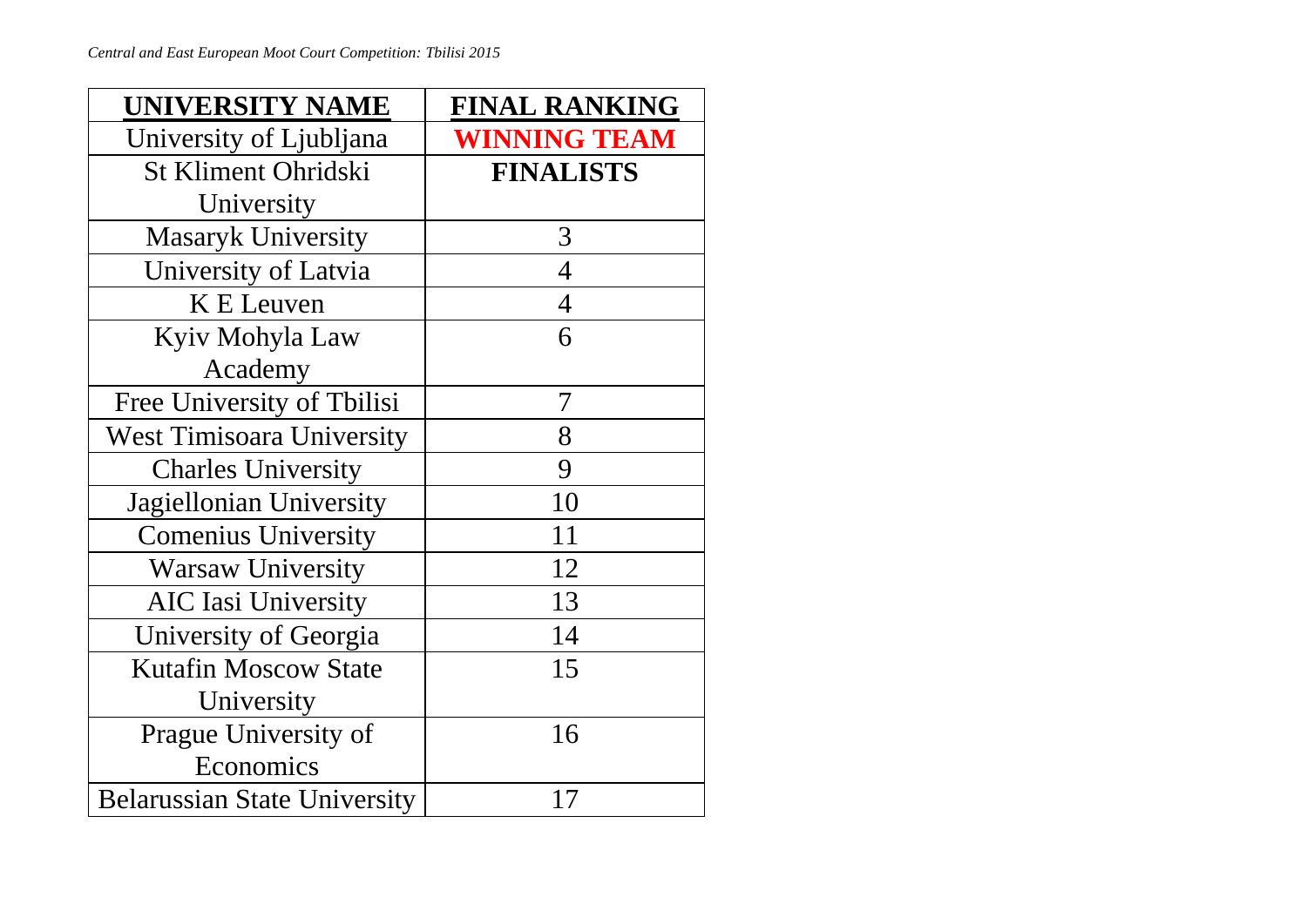| **UNIVERSITY NAME** | **FINAL RANKING** |
| --- | --- |
| University of Ljubljana | **WINNING TEAM** |
| St Kliment Ohridski University | **FINALISTS** |
| Masaryk University | 3 |
| University of Latvia | 4 |
| K E Leuven | 4 |
| Kyiv Mohyla Law Academy | 6 |
| Free University of Tbilisi | 7 |
| West Timisoara University | 8 |
| Charles University | 9 |
| Jagiellonian University | 10 |
| Comenius University | 11 |
| Warsaw University | 12 |
| AIC Iasi University | 13 |
| University of Georgia | 14 |
| Kutafin Moscow State University | 15 |
| Prague University of Economics | 16 |
| Belarussian State University | 17 |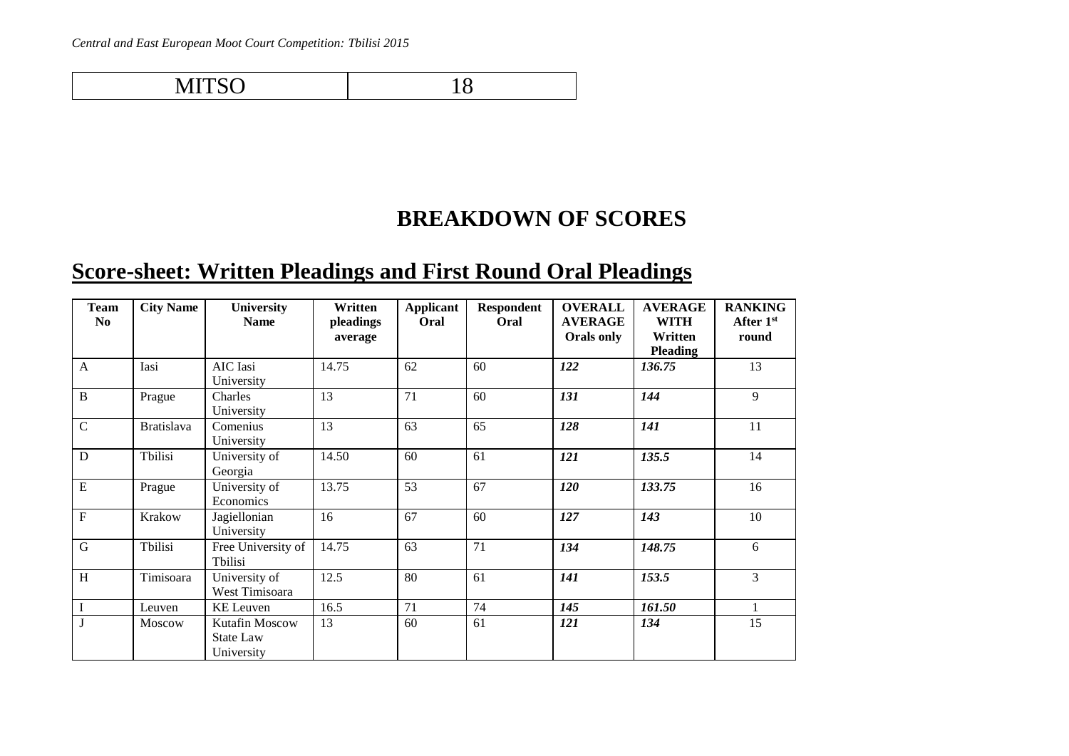| MITSO | 18 |
| --- | --- |

## BREAKDOWN OF SCORES

## Score-sheet: Written Pleadings and First Round Oral Pleadings

| Team No | City Name | University Name | Written pleadings average | Applicant Oral | Respondent Oral | OVERALL AVERAGE Orals only | AVERAGE WITH Written Pleading | RANKING After 1st round |
| --- | --- | --- | --- | --- | --- | --- | --- | --- |
| A | Iasi | AIC Iasi University | 14.75 | 62 | 60 | ***122*** | ***136.75*** | 13 |
| B | Prague | Charles University | 13 | 71 | 60 | ***131*** | ***144*** | 9 |
| C | Bratislava | Comenius University | 13 | 63 | 65 | ***128*** | ***141*** | 11 |
| D | Tbilisi | University of Georgia | 14.50 | 60 | 61 | ***121*** | ***135.5*** | 14 |
| E | Prague | University of Economics | 13.75 | 53 | 67 | ***120*** | ***133.75*** | 16 |
| F | Krakow | Jagiellonian University | 16 | 67 | 60 | ***127*** | ***143*** | 10 |
| G | Tbilisi | Free University of Tbilisi | 14.75 | 63 | 71 | ***134*** | ***148.75*** | 6 |
| H | Timisoara | University of West Timisoara | 12.5 | 80 | 61 | ***141*** | ***153.5*** | 3 |
| I | Leuven | KE Leuven | 16.5 | 71 | 74 | ***145*** | ***161.50*** | 1 |
| J | Moscow | Kutafin Moscow State Law University | 13 | 60 | 61 | ***121*** | ***134*** | 15 |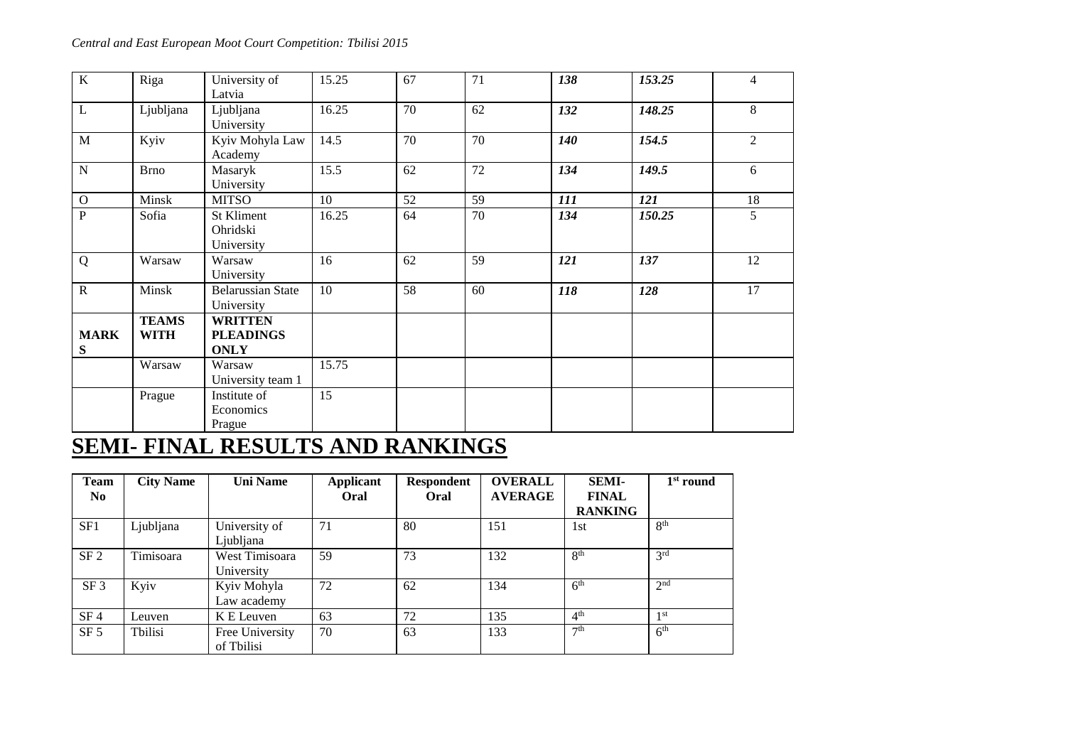| K | Riga | University of Latvia | 15.25 | 67 | 71 | ***138*** | ***153.25*** | 4 |
|---|---|---|---|---|---|---|---|---|
| L | Ljubljana | Ljubljana University | 16.25 | 70 | 62 | ***132*** | ***148.25*** | 8 |
| M | Kyiv | Kyiv Mohyla Law Academy | 14.5 | 70 | 70 | ***140*** | ***154.5*** | 2 |
| N | Brno | Masaryk University | 15.5 | 62 | 72 | ***134*** | ***149.5*** | 6 |
| O | Minsk | MITSO | 10 | 52 | 59 | ***111*** | ***121*** | 18 |
| P | Sofia | St Kliment Ohridski University | 16.25 | 64 | 70 | ***134*** | ***150.25*** | 5 |
| Q | Warsaw | Warsaw University | 16 | 62 | 59 | ***121*** | ***137*** | 12 |
| R | Minsk | Belarussian State University | 10 | 58 | 60 | ***118*** | ***128*** | 17 |
| **MARKS** | **TEAMS WITH** | **WRITTEN PLEADINGS ONLY** | | | | | | |
| | Warsaw | Warsaw University team 1 | 15.75 | | | | | |
| | Prague | Institute of Economics Prague | 15 | | | | | |

# SEMI- FINAL RESULTS AND RANKINGS

| Team No | City Name | Uni Name | Applicant Oral | Respondent Oral | OVERALL AVERAGE | SEMI-FINAL RANKING | 1st round |
|---|---|---|---|---|---|---|---|
| SF1 | Ljubljana | University of Ljubljana | 71 | 80 | 151 | 1st | 8th |
| SF 2 | Timisoara | West Timisoara University | 59 | 73 | 132 | 8th | 3rd |
| SF 3 | Kyiv | Kyiv Mohyla Law academy | 72 | 62 | 134 | 6th | 2nd |
| SF 4 | Leuven | K E Leuven | 63 | 72 | 135 | 4th | 1st |
| SF 5 | Tbilisi | Free University of Tbilisi | 70 | 63 | 133 | 7th | 6th |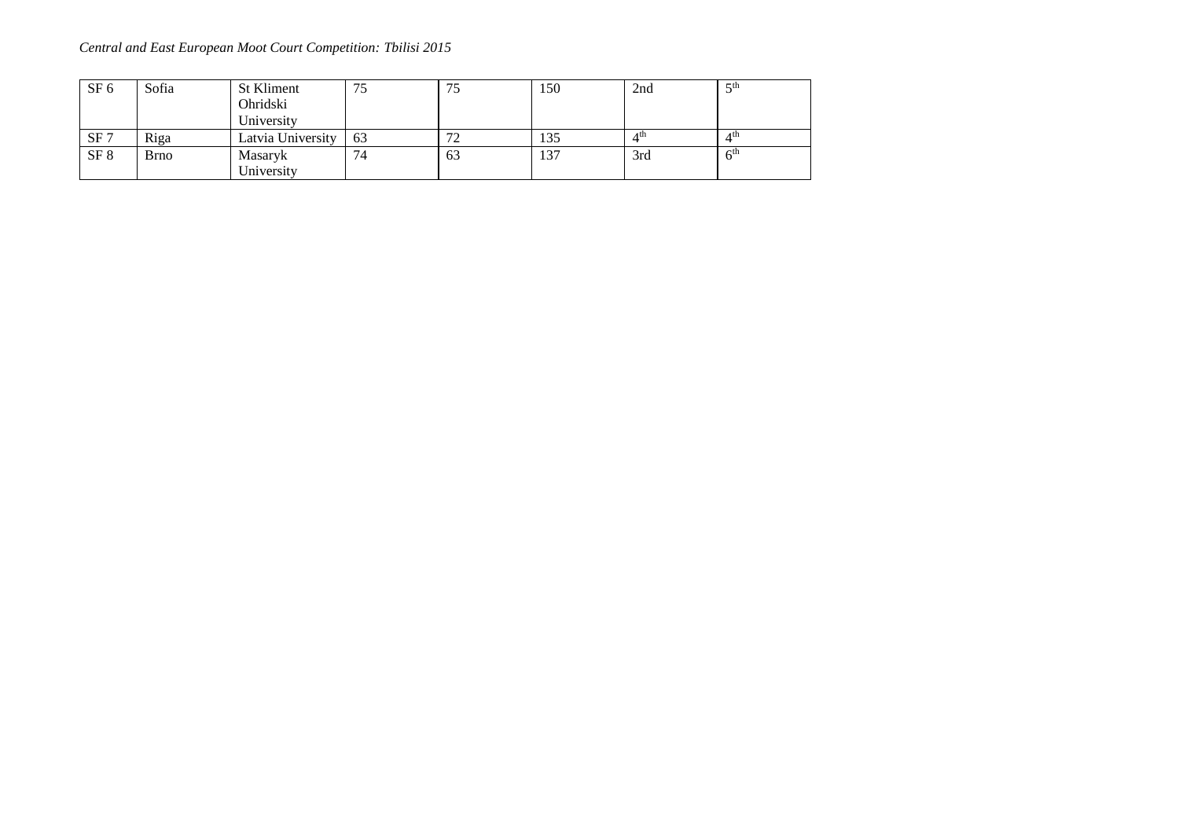| | | | | | | | |
|---|---|---|---|---|---|---|---|
| SF 6 | Sofia | St Kliment Ohridski University | 75 | 75 | 150 | 2nd | 5th |
| SF 7 | Riga | Latvia University | 63 | 72 | 135 | 4th | 4th |
| SF 8 | Brno | Masaryk University | 74 | 63 | 137 | 3rd | 6th |